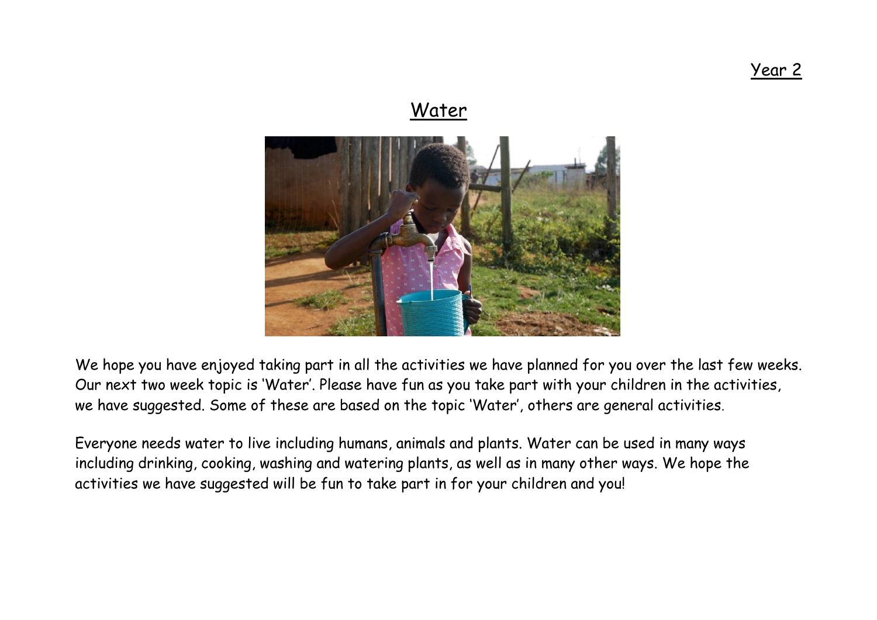Year 2

# Water

We hope you have enjoyed taking part in all the activities we have planned for you over the last few weeks. Our next two week topic is 'Water'. Please have fun as you take part with your children in the activities, we have suggested. Some of these are based on the topic 'Water', others are general activities.

Everyone needs water to live including humans, animals and plants. Water can be used in many ways including drinking, cooking, washing and watering plants, as well as in many other ways. We hope the activities we have suggested will be fun to take part in for your children and you!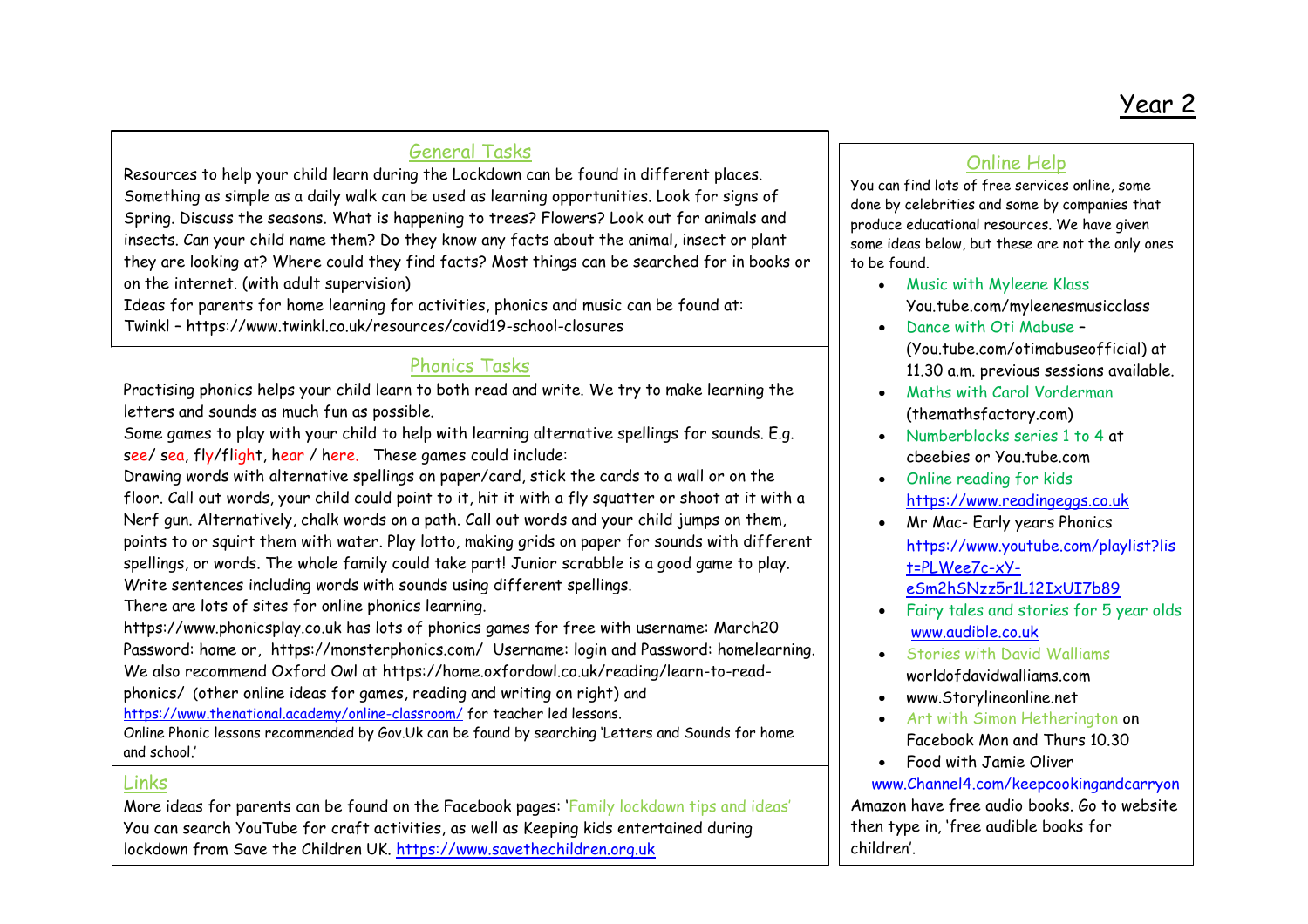# Year 2

## General Tasks

Resources to help your child learn during the Lockdown can be found in different places. Something as simple as a daily walk can be used as learning opportunities. Look for signs of Spring. Discuss the seasons. What is happening to trees? Flowers? Look out for animals and insects. Can your child name them? Do they know any facts about the animal, insect or plant they are looking at? Where could they find facts? Most things can be searched for in books or on the internet. (with adult supervision)

Ideas for parents for home learning for activities, phonics and music can be found at:
Twinkl – https://www.twinkl.co.uk/resources/covid19-school-closures

## Phonics Tasks

Practising phonics helps your child learn to both read and write. We try to make learning the letters and sounds as much fun as possible.

Some games to play with your child to help with learning alternative spellings for sounds. E.g. see/ sea, fly/flight, hear / here. These games could include:

Drawing words with alternative spellings on paper/card, stick the cards to a wall or on the floor. Call out words, your child could point to it, hit it with a fly squatter or shoot at it with a Nerf gun. Alternatively, chalk words on a path. Call out words and your child jumps on them, points to or squirt them with water. Play lotto, making grids on paper for sounds with different spellings, or words. The whole family could take part! Junior scrabble is a good game to play. Write sentences including words with sounds using different spellings.

There are lots of sites for online phonics learning.

https://www.phonicsplay.co.uk has lots of phonics games for free with username: March20 Password: home or, https://monsterphonics.com/ Username: login and Password: homelearning. We also recommend Oxford Owl at https://home.oxfordowl.co.uk/reading/learn-to-read-phonics/ (other online ideas for games, reading and writing on right) and https://www.thenational.academy/online-classroom/ for teacher led lessons.

Online Phonic lessons recommended by Gov.Uk can be found by searching 'Letters and Sounds for home and school.'

## Links

More ideas for parents can be found on the Facebook pages: 'Family lockdown tips and ideas' You can search YouTube for craft activities, as well as Keeping kids entertained during lockdown from Save the Children UK. https://www.savethechildren.org.uk

## Online Help

You can find lots of free services online, some done by celebrities and some by companies that produce educational resources. We have given some ideas below, but these are not the only ones to be found.

- Music with Myleene Klass You.tube.com/myleenesmusicclass
- Dance with Oti Mabuse – (You.tube.com/otimabuseofficial) at 11.30 a.m. previous sessions available.
- Maths with Carol Vorderman (themathsfactory.com)
- Numberblocks series 1 to 4 at cbeebies or You.tube.com
- Online reading for kids https://www.readingeggs.co.uk
- Mr Mac- Early years Phonics https://www.youtube.com/playlist?list=PLWee7c-xY-eSm2hSNzz5r1L12IxUI7b89
- Fairy tales and stories for 5 year olds www.audible.co.uk
- Stories with David Walliams worldofdavidwalliams.com
- www.Storylineonline.net
- Art with Simon Hetherington on Facebook Mon and Thurs 10.30
- Food with Jamie Oliver

www.Channel4.com/keepcookingandcarryon

Amazon have free audio books. Go to website then type in, 'free audible books for children'.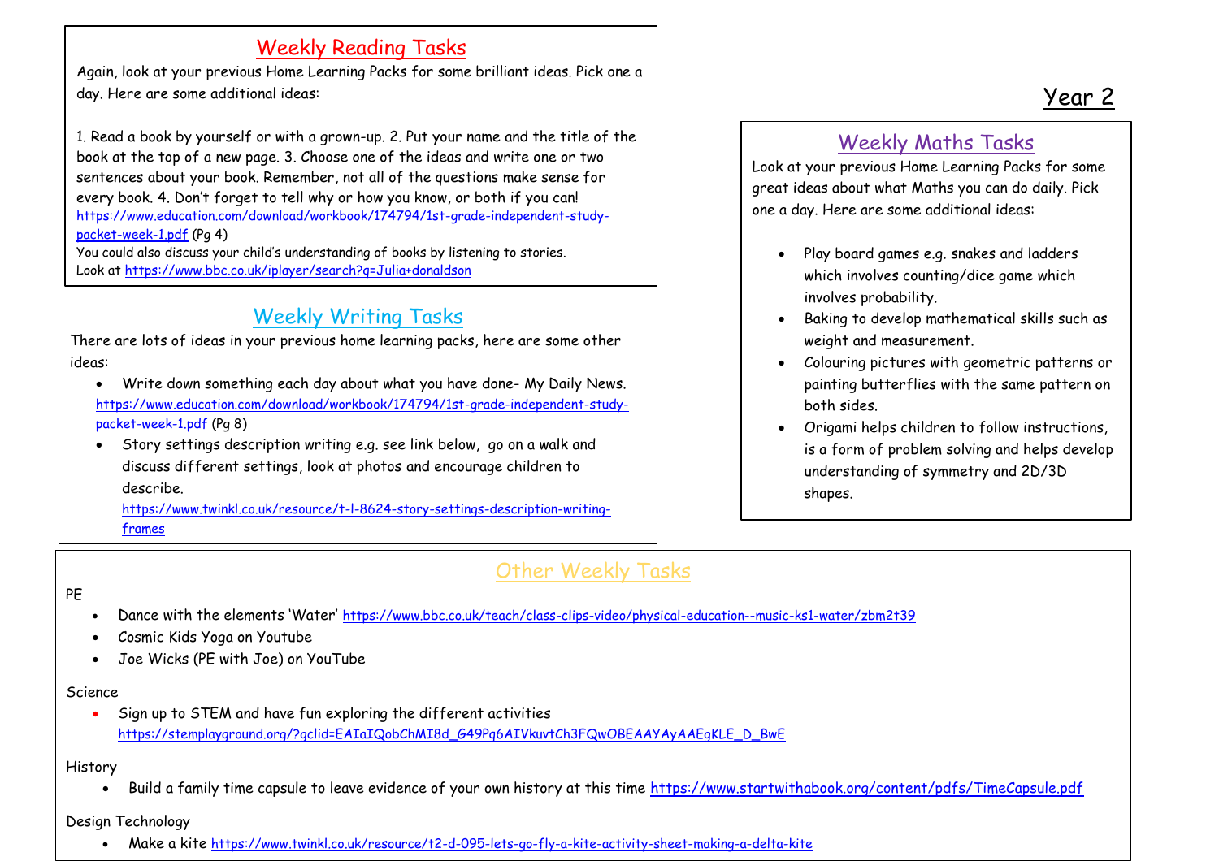# Year 2

## Weekly Reading Tasks

Again, look at your previous Home Learning Packs for some brilliant ideas. Pick one a day. Here are some additional ideas:

1. Read a book by yourself or with a grown-up. 2. Put your name and the title of the book at the top of a new page. 3. Choose one of the ideas and write one or two sentences about your book. Remember, not all of the questions make sense for every book. 4. Don't forget to tell why or how you know, or both if you can!
https://www.education.com/download/workbook/174794/1st-grade-independent-study-packet-week-1.pdf (Pg 4)
You could also discuss your child's understanding of books by listening to stories.
Look at https://www.bbc.co.uk/iplayer/search?q=Julia+donaldson

## Weekly Writing Tasks

There are lots of ideas in your previous home learning packs, here are some other ideas:

- Write down something each day about what you have done- My Daily News.
https://www.education.com/download/workbook/174794/1st-grade-independent-study-packet-week-1.pdf (Pg 8)
- Story settings description writing e.g. see link below, go on a walk and discuss different settings, look at photos and encourage children to describe.
https://www.twinkl.co.uk/resource/t-l-8624-story-settings-description-writing-frames

## Weekly Maths Tasks

Look at your previous Home Learning Packs for some great ideas about what Maths you can do daily. Pick one a day. Here are some additional ideas:

- Play board games e.g. snakes and ladders which involves counting/dice game which involves probability.
- Baking to develop mathematical skills such as weight and measurement.
- Colouring pictures with geometric patterns or painting butterflies with the same pattern on both sides.
- Origami helps children to follow instructions, is a form of problem solving and helps develop understanding of symmetry and 2D/3D shapes.

## Other Weekly Tasks

PE

- Dance with the elements 'Water' https://www.bbc.co.uk/teach/class-clips-video/physical-education--music-ks1-water/zbm2t39
- Cosmic Kids Yoga on Youtube
- Joe Wicks (PE with Joe) on YouTube

Science

- Sign up to STEM and have fun exploring the different activities
https://stemplayground.org/?gclid=EAIaIQobChMI8d_G49Pq6AIVkuvtCh3FQwOBEAAYAyAAEgKLE_D_BwE

History

- Build a family time capsule to leave evidence of your own history at this time https://www.startwithabook.org/content/pdfs/TimeCapsule.pdf

Design Technology

- Make a kite https://www.twinkl.co.uk/resource/t2-d-095-lets-go-fly-a-kite-activity-sheet-making-a-delta-kite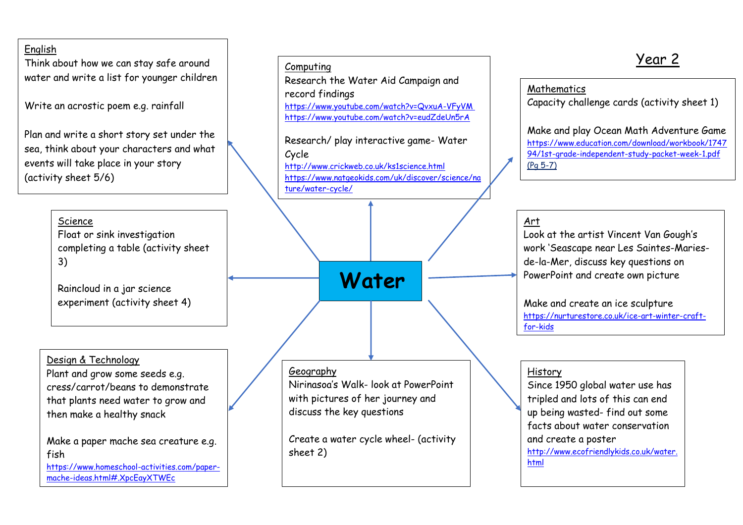# Year 2

# Water

## English

Think about how we can stay safe around water and write a list for younger children

Write an acrostic poem e.g. rainfall

Plan and write a short story set under the sea, think about your characters and what events will take place in your story (activity sheet 5/6)

## Computing

Research the Water Aid Campaign and record findings

https://www.youtube.com/watch?v=QvxuA-VFyVM
https://www.youtube.com/watch?v=eudZdeUn5rA

Research/ play interactive game- Water Cycle

http://www.crickweb.co.uk/ks1science.html
https://www.natgeokids.com/uk/discover/science/nature/water-cycle/

## Mathematics

Capacity challenge cards (activity sheet 1)

Make and play Ocean Math Adventure Game
https://www.education.com/download/workbook/174794/1st-grade-independent-study-packet-week-1.pdf (Pg 5-7)

## Science

Float or sink investigation completing a table (activity sheet 3)

Raincloud in a jar science experiment (activity sheet 4)

## Art

Look at the artist Vincent Van Gough's work 'Seascape near Les Saintes-Maries-de-la-Mer, discuss key questions on PowerPoint and create own picture

Make and create an ice sculpture
https://nurturestore.co.uk/ice-art-winter-craft-for-kids

## Design & Technology

Plant and grow some seeds e.g. cress/carrot/beans to demonstrate that plants need water to grow and then make a healthy snack

Make a paper mache sea creature e.g. fish
https://www.homeschool-activities.com/paper-mache-ideas.html#.XpcEayXTWEc

## Geography

Nirinasoa's Walk- look at PowerPoint with pictures of her journey and discuss the key questions

Create a water cycle wheel- (activity sheet 2)

## History

Since 1950 global water use has tripled and lots of this can end up being wasted- find out some facts about water conservation and create a poster
http://www.ecofriendlykids.co.uk/water.html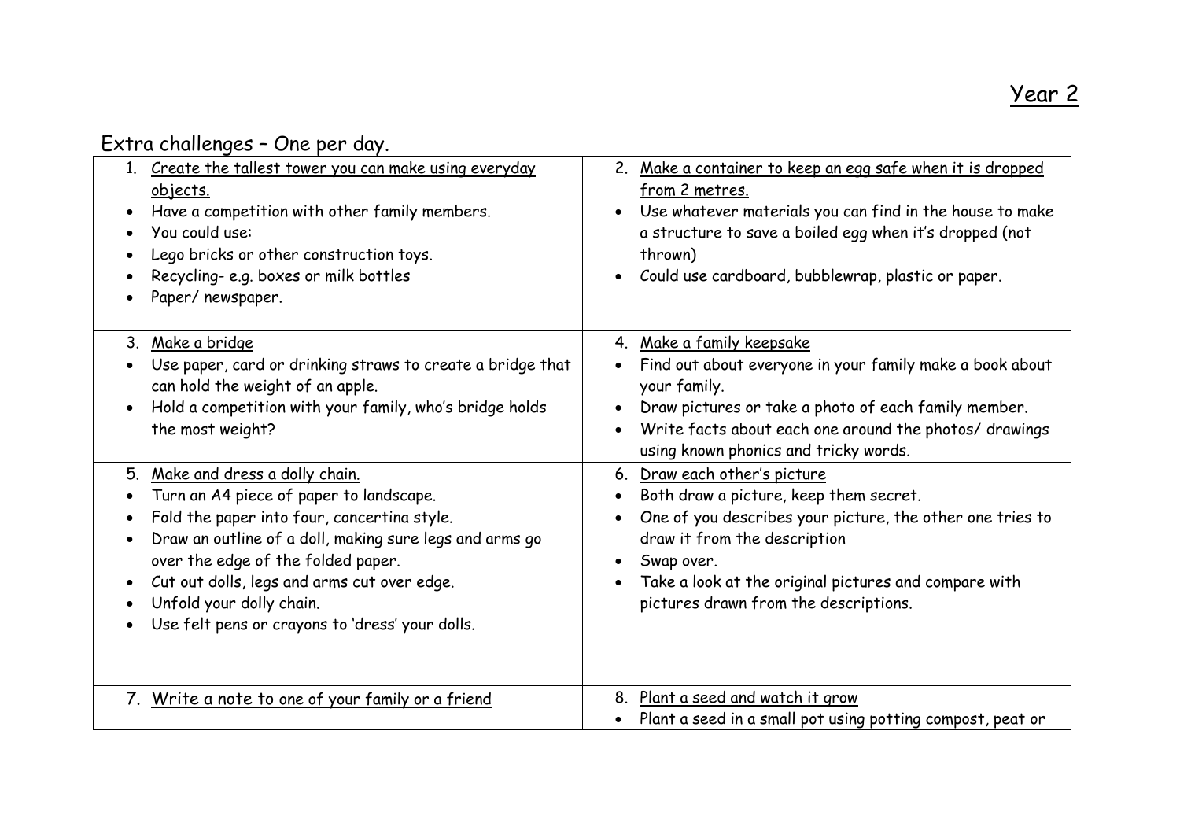Year 2

Extra challenges – One per day.

| | |
|---|---|
| 1. Create the tallest tower you can make using everyday objects.<br>• Have a competition with other family members.<br>• You could use:<br>• Lego bricks or other construction toys.<br>• Recycling- e.g. boxes or milk bottles<br>• Paper/ newspaper. | 2. Make a container to keep an egg safe when it is dropped from 2 metres.<br>• Use whatever materials you can find in the house to make a structure to save a boiled egg when it's dropped (not thrown)<br>• Could use cardboard, bubblewrap, plastic or paper. |
| 3. Make a bridge<br>• Use paper, card or drinking straws to create a bridge that can hold the weight of an apple.<br>• Hold a competition with your family, who's bridge holds the most weight? | 4. Make a family keepsake<br>• Find out about everyone in your family make a book about your family.<br>• Draw pictures or take a photo of each family member.<br>• Write facts about each one around the photos/ drawings using known phonics and tricky words. |
| 5. Make and dress a dolly chain.<br>• Turn an A4 piece of paper to landscape.<br>• Fold the paper into four, concertina style.<br>• Draw an outline of a doll, making sure legs and arms go over the edge of the folded paper.<br>• Cut out dolls, legs and arms cut over edge.<br>• Unfold your dolly chain.<br>• Use felt pens or crayons to 'dress' your dolls. | 6. Draw each other's picture<br>• Both draw a picture, keep them secret.<br>• One of you describes your picture, the other one tries to draw it from the description<br>• Swap over.<br>• Take a look at the original pictures and compare with pictures drawn from the descriptions. |
| 7. Write a note to one of your family or a friend | 8. Plant a seed and watch it grow<br>• Plant a seed in a small pot using potting compost, peat or |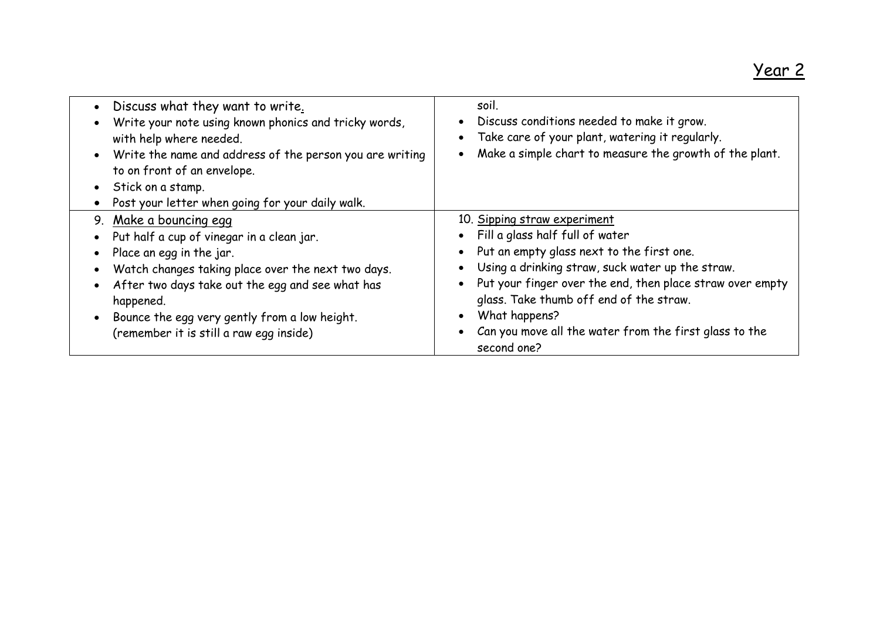# Year 2

| | |
|---|---|
| • Discuss what they want to write.<br>• Write your note using known phonics and tricky words, with help where needed.<br>• Write the name and address of the person you are writing to on front of an envelope.<br>• Stick on a stamp.<br>• Post your letter when going for your daily walk. | soil.<br>• Discuss conditions needed to make it grow.<br>• Take care of your plant, watering it regularly.<br>• Make a simple chart to measure the growth of the plant. |
| 9. <u>Make a bouncing egg</u><br>• Put half a cup of vinegar in a clean jar.<br>• Place an egg in the jar.<br>• Watch changes taking place over the next two days.<br>• After two days take out the egg and see what has happened.<br>• Bounce the egg very gently from a low height. (remember it is still a raw egg inside) | 10. <u>Sipping straw experiment</u><br>• Fill a glass half full of water<br>• Put an empty glass next to the first one.<br>• Using a drinking straw, suck water up the straw.<br>• Put your finger over the end, then place straw over empty glass. Take thumb off end of the straw.<br>• What happens?<br>• Can you move all the water from the first glass to the second one? |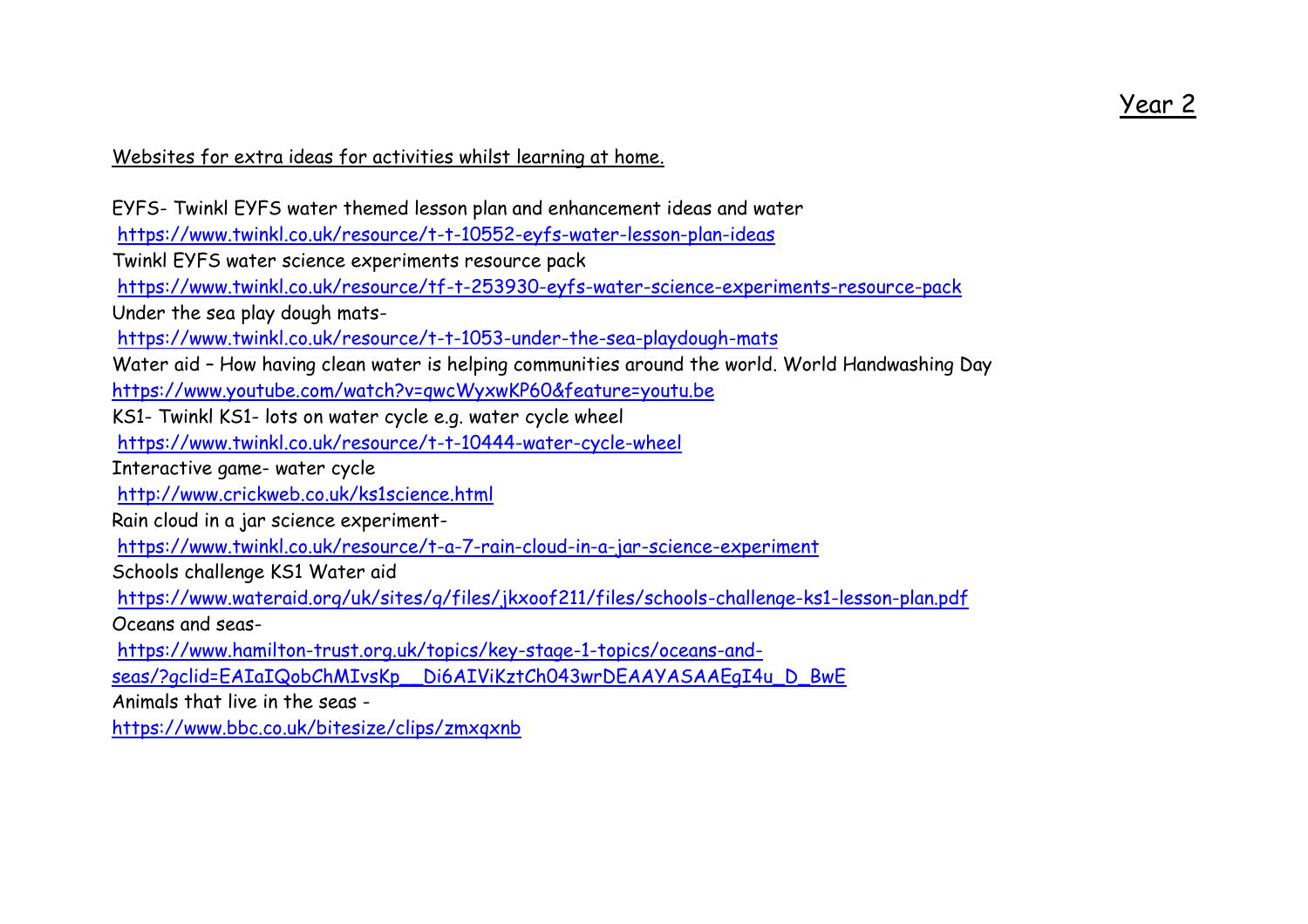Year 2

Websites for extra ideas for activities whilst learning at home.

EYFS- Twinkl EYFS water themed lesson plan and enhancement ideas and water
https://www.twinkl.co.uk/resource/t-t-10552-eyfs-water-lesson-plan-ideas
Twinkl EYFS water science experiments resource pack
https://www.twinkl.co.uk/resource/tf-t-253930-eyfs-water-science-experiments-resource-pack
Under the sea play dough mats-
https://www.twinkl.co.uk/resource/t-t-1053-under-the-sea-playdough-mats
Water aid – How having clean water is helping communities around the world. World Handwashing Day
https://www.youtube.com/watch?v=qwcWyxwKP60&feature=youtu.be
KS1- Twinkl KS1- lots on water cycle e.g. water cycle wheel
https://www.twinkl.co.uk/resource/t-t-10444-water-cycle-wheel
Interactive game- water cycle
http://www.crickweb.co.uk/ks1science.html
Rain cloud in a jar science experiment-
https://www.twinkl.co.uk/resource/t-a-7-rain-cloud-in-a-jar-science-experiment
Schools challenge KS1 Water aid
https://www.wateraid.org/uk/sites/g/files/jkxoof211/files/schools-challenge-ks1-lesson-plan.pdf
Oceans and seas-
https://www.hamilton-trust.org.uk/topics/key-stage-1-topics/oceans-and-seas/?gclid=EAIaIQobChMIvsKp__Di6AIViKztCh043wrDEAAYASAAEgI4u_D_BwE
Animals that live in the seas -
https://www.bbc.co.uk/bitesize/clips/zmxqxnb